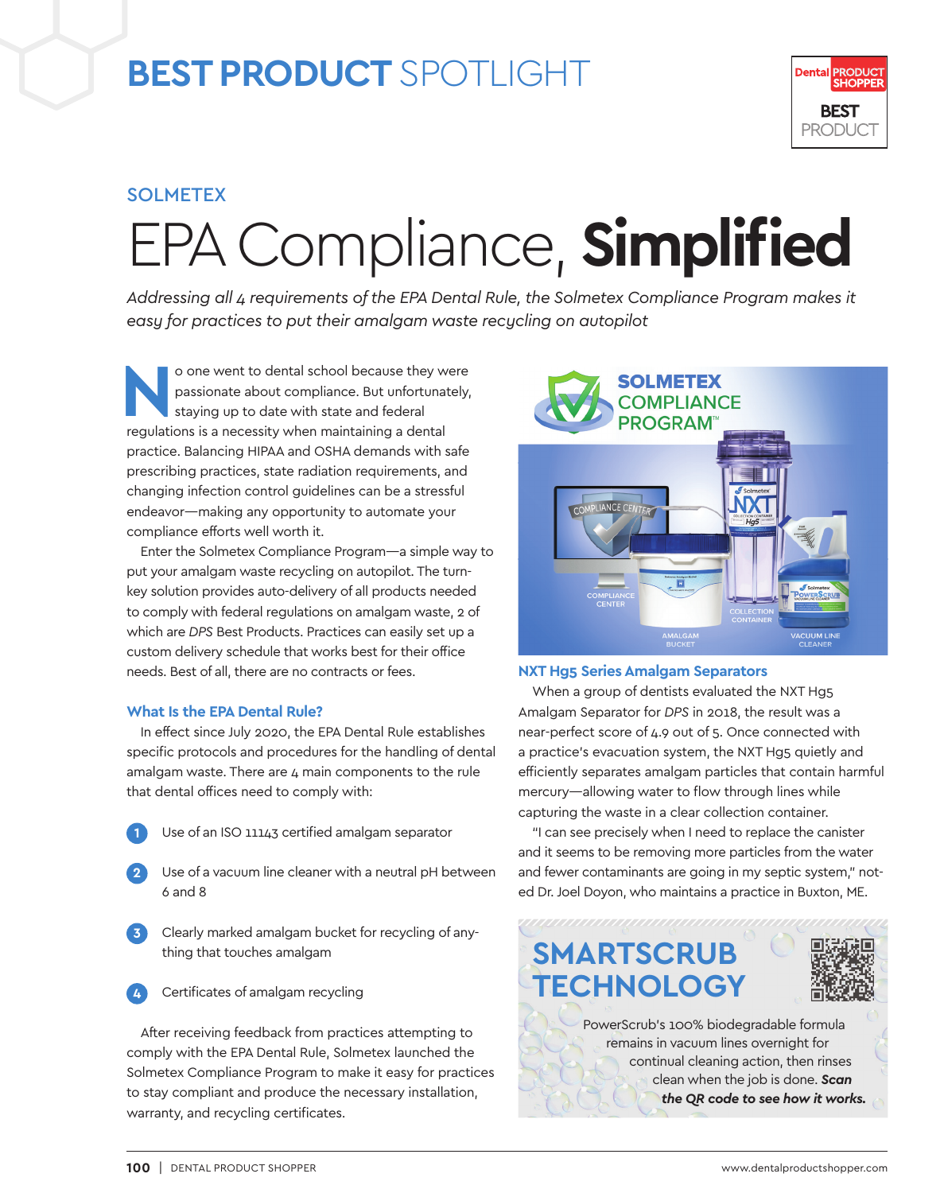# BEST PRODUCT SPOTLIGHT

SOLMETEX

# EPA Compliance, **Simplified**

*Addressing all 4 requirements of the EPA Dental Rule, the Solmetex Compliance Program makes it easy for practices to put their amalgam waste recycling on autopilot*

No one went to dental school because they were passionate about compliance. But unfortunately, staying up to date with state and federal regulations is a necessity when maintaining a dental practice. Balancing HIPAA and OSHA demands with safe prescribing practices, state radiation requirements, and changing infection control guidelines can be a stressful endeavor—making any opportunity to automate your compliance efforts well worth it.

Enter the Solmetex Compliance Program—a simple way to put your amalgam waste recycling on autopilot. The turn-key solution provides auto-delivery of all products needed to comply with federal regulations on amalgam waste, 2 of which are *DPS* Best Products. Practices can easily set up a custom delivery schedule that works best for their office needs. Best of all, there are no contracts or fees.

### What Is the EPA Dental Rule?

In effect since July 2020, the EPA Dental Rule establishes specific protocols and procedures for the handling of dental amalgam waste. There are 4 main components to the rule that dental offices need to comply with:

1. Use of an ISO 11143 certified amalgam separator
2. Use of a vacuum line cleaner with a neutral pH between 6 and 8
3. Clearly marked amalgam bucket for recycling of anything that touches amalgam
4. Certificates of amalgam recycling

After receiving feedback from practices attempting to comply with the EPA Dental Rule, Solmetex launched the Solmetex Compliance Program to make it easy for practices to stay compliant and produce the necessary installation, warranty, and recycling certificates.

SOLMETEX COMPLIANCE PROGRAM™

COMPLIANCE CENTER | AMALGAM BUCKET | COLLECTION CONTAINER | VACUUM LINE CLEANER

### NXT Hg5 Series Amalgam Separators

When a group of dentists evaluated the NXT Hg5 Amalgam Separator for *DPS* in 2018, the result was a near-perfect score of 4.9 out of 5. Once connected with a practice's evacuation system, the NXT Hg5 quietly and efficiently separates amalgam particles that contain harmful mercury—allowing water to flow through lines while capturing the waste in a clear collection container.

"I can see precisely when I need to replace the canister and it seems to be removing more particles from the water and fewer contaminants are going in my septic system," noted Dr. Joel Doyon, who maintains a practice in Buxton, ME.

## SMARTSCRUB TECHNOLOGY

PowerScrub's 100% biodegradable formula remains in vacuum lines overnight for continual cleaning action, then rinses clean when the job is done. ***Scan the QR code to see how it works.***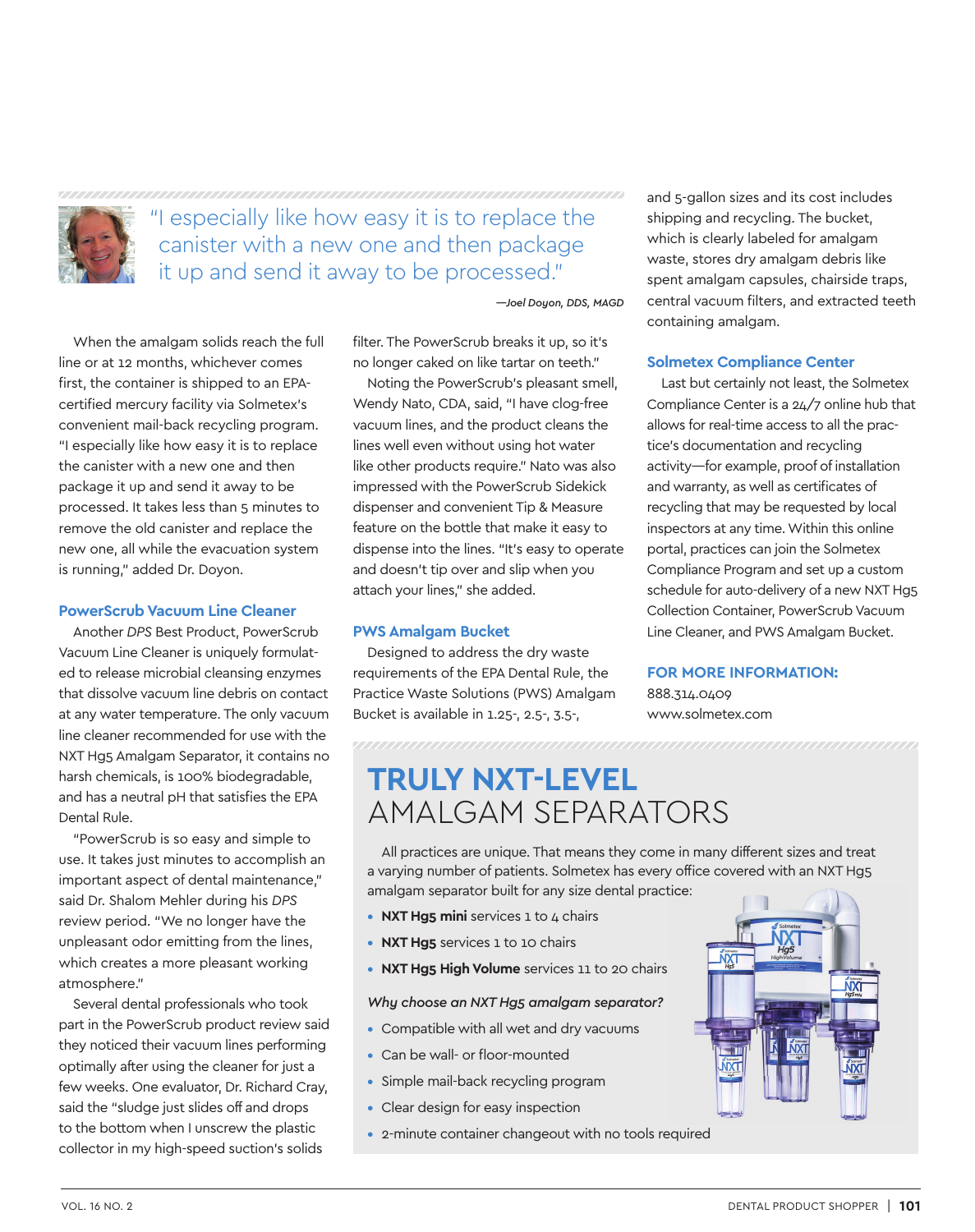> "I especially like how easy it is to replace the canister with a new one and then package it up and send it away to be processed."
>
> *—Joel Doyon, DDS, MAGD*

When the amalgam solids reach the full line or at 12 months, whichever comes first, the container is shipped to an EPA-certified mercury facility via Solmetex's convenient mail-back recycling program. "I especially like how easy it is to replace the canister with a new one and then package it up and send it away to be processed. It takes less than 5 minutes to remove the old canister and replace the new one, all while the evacuation system is running," added Dr. Doyon.

### PowerScrub Vacuum Line Cleaner

Another *DPS* Best Product, PowerScrub Vacuum Line Cleaner is uniquely formulated to release microbial cleansing enzymes that dissolve vacuum line debris on contact at any water temperature. The only vacuum line cleaner recommended for use with the NXT Hg5 Amalgam Separator, it contains no harsh chemicals, is 100% biodegradable, and has a neutral pH that satisfies the EPA Dental Rule.

"PowerScrub is so easy and simple to use. It takes just minutes to accomplish an important aspect of dental maintenance," said Dr. Shalom Mehler during his *DPS* review period. "We no longer have the unpleasant odor emitting from the lines, which creates a more pleasant working atmosphere."

Several dental professionals who took part in the PowerScrub product review said they noticed their vacuum lines performing optimally after using the cleaner for just a few weeks. One evaluator, Dr. Richard Cray, said the "sludge just slides off and drops to the bottom when I unscrew the plastic collector in my high-speed suction's solids filter. The PowerScrub breaks it up, so it's no longer caked on like tartar on teeth."

Noting the PowerScrub's pleasant smell, Wendy Nato, CDA, said, "I have clog-free vacuum lines, and the product cleans the lines well even without using hot water like other products require." Nato was also impressed with the PowerScrub Sidekick dispenser and convenient Tip & Measure feature on the bottle that make it easy to dispense into the lines. "It's easy to operate and doesn't tip over and slip when you attach your lines," she added.

### PWS Amalgam Bucket

Designed to address the dry waste requirements of the EPA Dental Rule, the Practice Waste Solutions (PWS) Amalgam Bucket is available in 1.25-, 2.5-, 3.5-, and 5-gallon sizes and its cost includes shipping and recycling. The bucket, which is clearly labeled for amalgam waste, stores dry amalgam debris like spent amalgam capsules, chairside traps, central vacuum filters, and extracted teeth containing amalgam.

### Solmetex Compliance Center

Last but certainly not least, the Solmetex Compliance Center is a 24/7 online hub that allows for real-time access to all the practice's documentation and recycling activity—for example, proof of installation and warranty, as well as certificates of recycling that may be requested by local inspectors at any time. Within this online portal, practices can join the Solmetex Compliance Program and set up a custom schedule for auto-delivery of a new NXT Hg5 Collection Container, PowerScrub Vacuum Line Cleaner, and PWS Amalgam Bucket.

### FOR MORE INFORMATION:

888.314.0409
www.solmetex.com

## TRULY NXT-LEVEL AMALGAM SEPARATORS

All practices are unique. That means they come in many different sizes and treat a varying number of patients. Solmetex has every office covered with an NXT Hg5 amalgam separator built for any size dental practice:

- **NXT Hg5 mini** services 1 to 4 chairs
- **NXT Hg5** services 1 to 10 chairs
- **NXT Hg5 High Volume** services 11 to 20 chairs

***Why choose an NXT Hg5 amalgam separator?***

- Compatible with all wet and dry vacuums
- Can be wall- or floor-mounted
- Simple mail-back recycling program
- Clear design for easy inspection
- 2-minute container changeout with no tools required